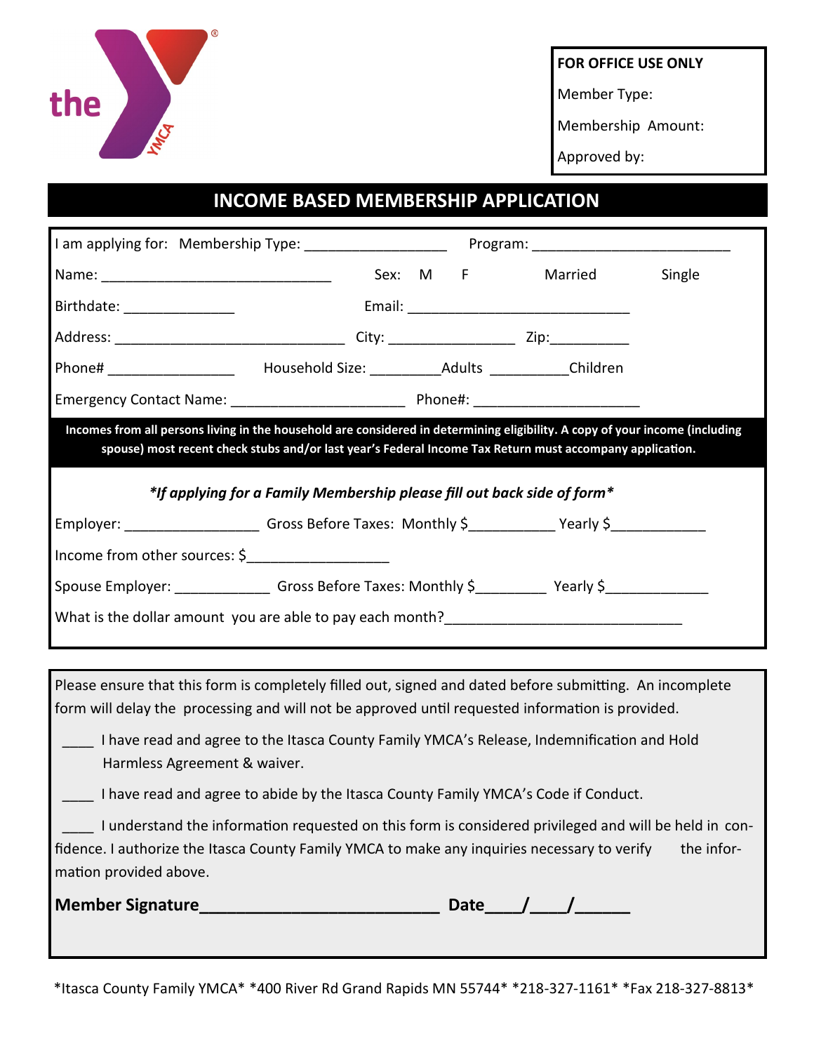the YMCA

**FOR OFFICE USE ONLY**

Member Type:

Membership Amount:

Approved by:

# INCOME BASED MEMBERSHIP APPLICATION

I am applying for: Membership Type: ___________________ Program: __________________________

Name: ______________________________ Sex: M F Married Single

Birthdate: ______________ Email: _____________________________

Address: ______________________________ City: ________________ Zip:__________

Phone# ________________ Household Size: _________Adults __________Children

Emergency Contact Name: ______________________ Phone#: _____________________

**Incomes from all persons living in the household are considered in determining eligibility. A copy of your income (including spouse) most recent check stubs and/or last year's Federal Income Tax Return must accompany application.**

***If applying for a Family Membership please fill out back side of form***

Employer: _________________ Gross Before Taxes: Monthly $___________ Yearly $____________

Income from other sources: $__________________

Spouse Employer: _____________ Gross Before Taxes: Monthly $_________ Yearly $_____________

What is the dollar amount you are able to pay each month?______________________________

Please ensure that this form is completely filled out, signed and dated before submitting. An incomplete form will delay the processing and will not be approved until requested information is provided.

____ I have read and agree to the Itasca County Family YMCA's Release, Indemnification and Hold Harmless Agreement & waiver.

____ I have read and agree to abide by the Itasca County Family YMCA's Code if Conduct.

____ I understand the information requested on this form is considered privileged and will be held in confidence. I authorize the Itasca County Family YMCA to make any inquiries necessary to verify the information provided above.

**Member Signature__________________________ Date____/____/______**

*Itasca County Family YMCA* *400 River Rd Grand Rapids MN 55744* *218-327-1161* *Fax 218-327-8813*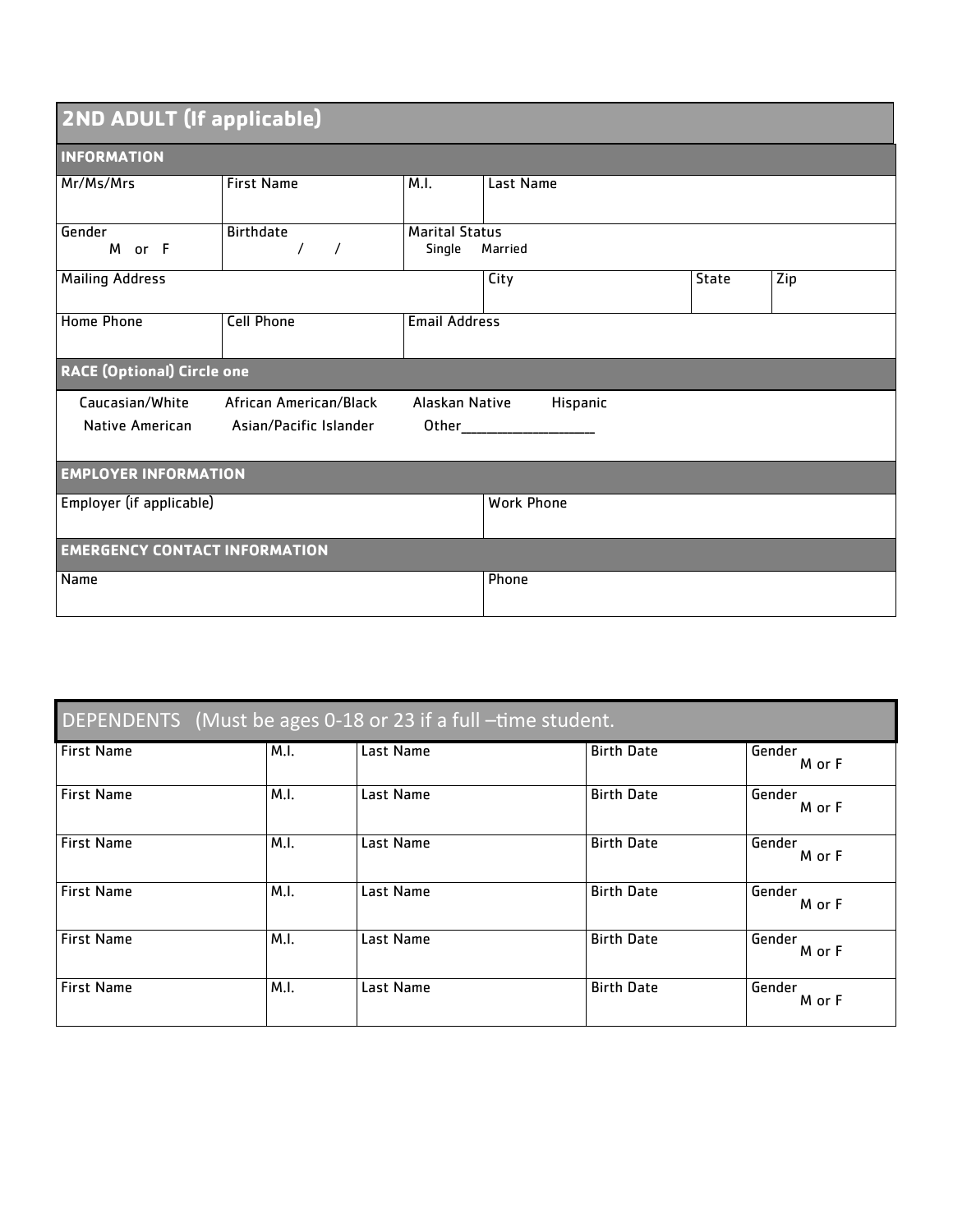## 2ND ADULT (If applicable)

### INFORMATION

| Mr/Ms/Mrs | First Name | M.I. | Last Name | | |
|---|---|---|---|---|---|
| Gender M or F | Birthdate / / | Marital Status Single Married | | | |
| Mailing Address | | | City | State | Zip |
| Home Phone | Cell Phone | Email Address | | | |

### RACE (Optional) Circle one

Caucasian/White African American/Black Alaskan Native Hispanic

Native American Asian/Pacific Islander Other___________________

### EMPLOYER INFORMATION

| Employer (if applicable) | Work Phone |
|---|---|

### EMERGENCY CONTACT INFORMATION

| Name | Phone |
|---|---|

## DEPENDENTS (Must be ages 0-18 or 23 if a full –time student.

| First Name | M.I. | Last Name | Birth Date | Gender M or F |
|---|---|---|---|---|
| First Name | M.I. | Last Name | Birth Date | Gender M or F |
| First Name | M.I. | Last Name | Birth Date | Gender M or F |
| First Name | M.I. | Last Name | Birth Date | Gender M or F |
| First Name | M.I. | Last Name | Birth Date | Gender M or F |
| First Name | M.I. | Last Name | Birth Date | Gender M or F |